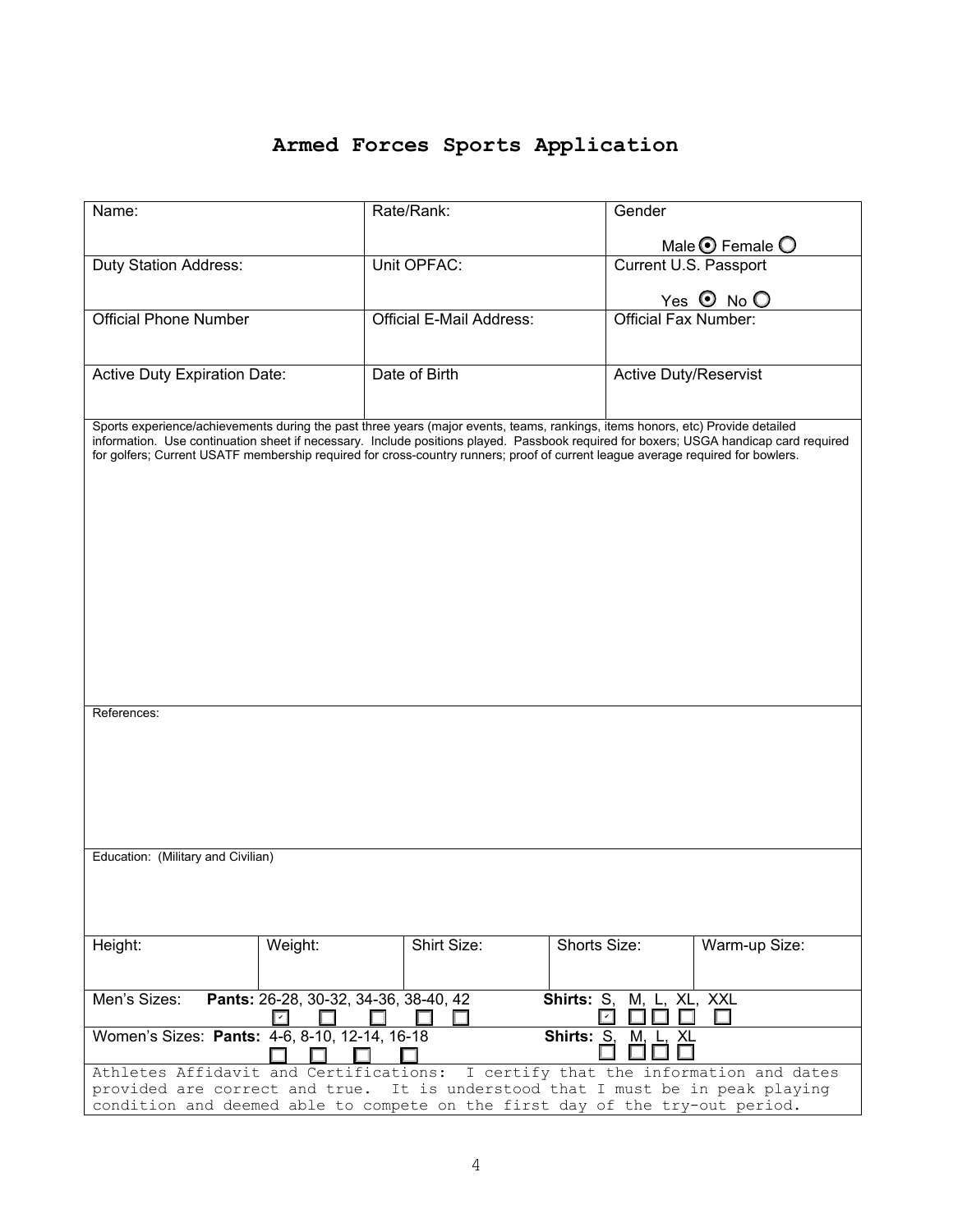# Armed Forces Sports Application

| Name: | Rate/Rank: | Gender<br>Male ◉ Female ○ |
|---|---|---|
| Duty Station Address: | Unit OPFAC: | Current U.S. Passport<br>Yes ◉ No ○ |
| Official Phone Number | Official E-Mail Address: | Official Fax Number: |
| Active Duty Expiration Date: | Date of Birth | Active Duty/Reservist |

Sports experience/achievements during the past three years (major events, teams, rankings, items honors, etc) Provide detailed information. Use continuation sheet if necessary. Include positions played. Passbook required for boxers; USGA handicap card required for golfers; Current USATF membership required for cross-country runners; proof of current league average required for bowlers.

References:

Education: (Military and Civilian)

| Height: | Weight: | Shirt Size: | Shorts Size: | Warm-up Size: |
|---|---|---|---|---|
| | | | | |

Men's Sizes: **Pants:** 26-28 ☑, 30-32 ☐, 34-36 ☐, 38-40 ☐, 42 ☐ **Shirts:** S ☑, M ☐, L ☐, XL ☐, XXL ☐

Women's Sizes: **Pants:** 4-6 ☐, 8-10 ☐, 12-14 ☐, 16-18 ☐ **Shirts:** S ☐, M ☐, L ☐, XL ☐

Athletes Affidavit and Certifications: I certify that the information and dates provided are correct and true. It is understood that I must be in peak playing condition and deemed able to compete on the first day of the try-out period.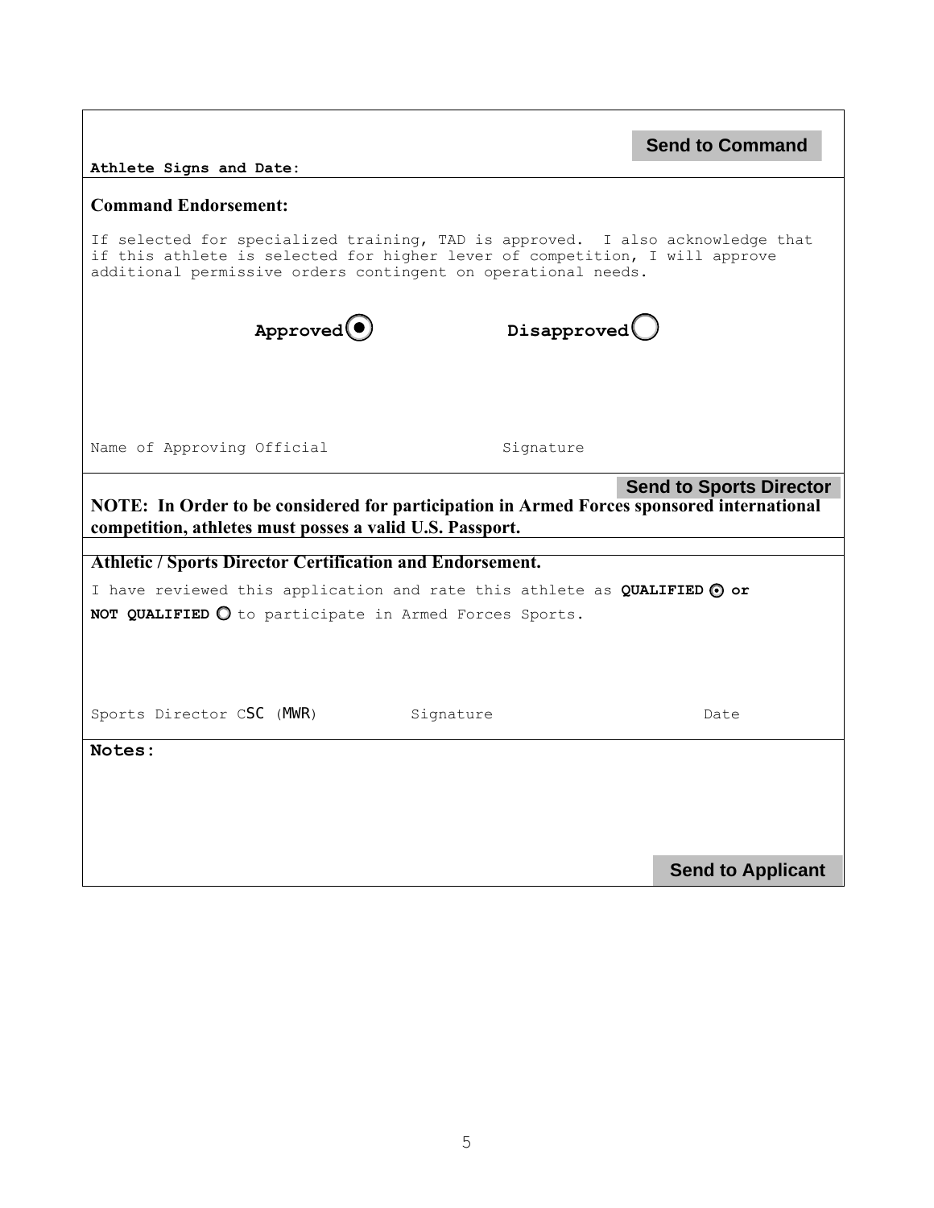Send to Command

**Athlete Signs and Date:**

**Command Endorsement:**

If selected for specialized training, TAD is approved. I also acknowledge that if this athlete is selected for higher lever of competition, I will approve additional permissive orders contingent on operational needs.

**Approved** (•) **Disapproved** ( )

Name of Approving Official Signature

Send to Sports Director

**NOTE: In Order to be considered for participation in Armed Forces sponsored international competition, athletes must posses a valid U.S. Passport.**

**Athletic / Sports Director Certification and Endorsement.**

I have reviewed this application and rate this athlete as **QUALIFIED** (•) **or NOT QUALIFIED** ( ) to participate in Armed Forces Sports.

Sports Director CSC (MWR) Signature Date

**Notes:**

Send to Applicant